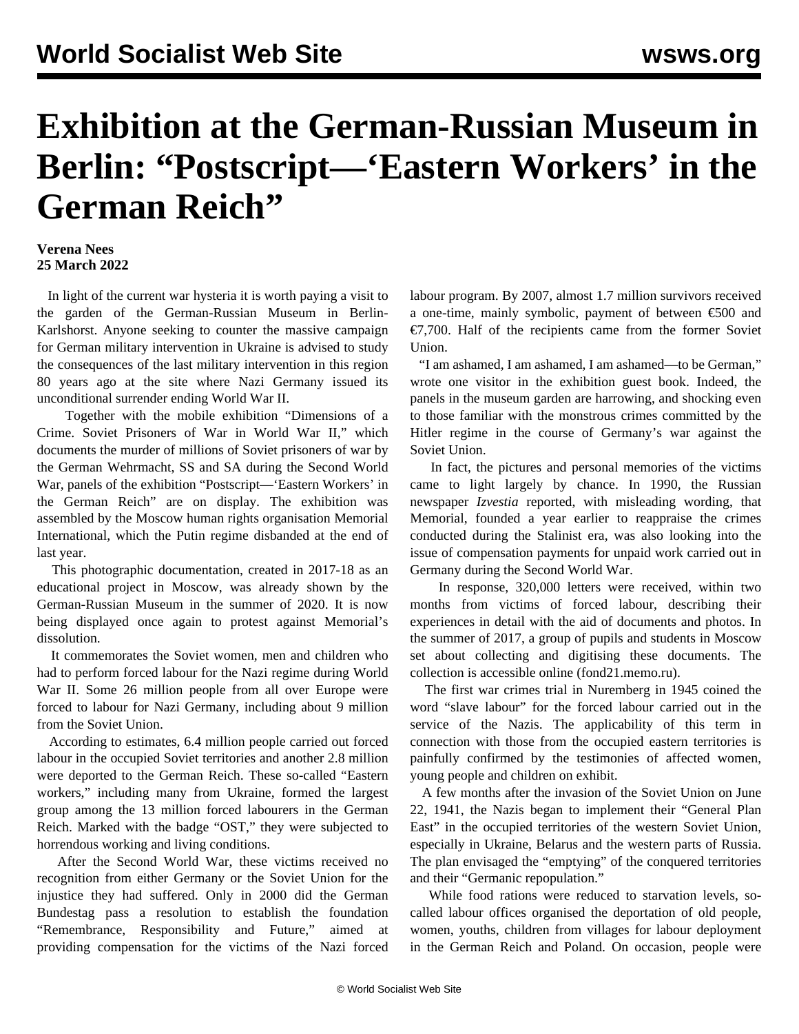# Exhibition at the German-Russian Museum in Berlin: "Postscript—'Eastern Workers' in the German Reich"

**Verena Nees**
**25 March 2022**

In light of the current war hysteria it is worth paying a visit to the garden of the German-Russian Museum in Berlin-Karlshorst. Anyone seeking to counter the massive campaign for German military intervention in Ukraine is advised to study the consequences of the last military intervention in this region 80 years ago at the site where Nazi Germany issued its unconditional surrender ending World War II.

Together with the mobile exhibition "Dimensions of a Crime. Soviet Prisoners of War in World War II," which documents the murder of millions of Soviet prisoners of war by the German Wehrmacht, SS and SA during the Second World War, panels of the exhibition "Postscript—'Eastern Workers' in the German Reich" are on display. The exhibition was assembled by the Moscow human rights organisation Memorial International, which the Putin regime disbanded at the end of last year.

This photographic documentation, created in 2017-18 as an educational project in Moscow, was already shown by the German-Russian Museum in the summer of 2020. It is now being displayed once again to protest against Memorial's dissolution.

It commemorates the Soviet women, men and children who had to perform forced labour for the Nazi regime during World War II. Some 26 million people from all over Europe were forced to labour for Nazi Germany, including about 9 million from the Soviet Union.

According to estimates, 6.4 million people carried out forced labour in the occupied Soviet territories and another 2.8 million were deported to the German Reich. These so-called "Eastern workers," including many from Ukraine, formed the largest group among the 13 million forced labourers in the German Reich. Marked with the badge "OST," they were subjected to horrendous working and living conditions.

After the Second World War, these victims received no recognition from either Germany or the Soviet Union for the injustice they had suffered. Only in 2000 did the German Bundestag pass a resolution to establish the foundation "Remembrance, Responsibility and Future," aimed at providing compensation for the victims of the Nazi forced labour program. By 2007, almost 1.7 million survivors received a one-time, mainly symbolic, payment of between €500 and €7,700. Half of the recipients came from the former Soviet Union.

"I am ashamed, I am ashamed, I am ashamed—to be German," wrote one visitor in the exhibition guest book. Indeed, the panels in the museum garden are harrowing, and shocking even to those familiar with the monstrous crimes committed by the Hitler regime in the course of Germany's war against the Soviet Union.

In fact, the pictures and personal memories of the victims came to light largely by chance. In 1990, the Russian newspaper *Izvestia* reported, with misleading wording, that Memorial, founded a year earlier to reappraise the crimes conducted during the Stalinist era, was also looking into the issue of compensation payments for unpaid work carried out in Germany during the Second World War.

In response, 320,000 letters were received, within two months from victims of forced labour, describing their experiences in detail with the aid of documents and photos. In the summer of 2017, a group of pupils and students in Moscow set about collecting and digitising these documents. The collection is accessible online (fond21.memo.ru).

The first war crimes trial in Nuremberg in 1945 coined the word "slave labour" for the forced labour carried out in the service of the Nazis. The applicability of this term in connection with those from the occupied eastern territories is painfully confirmed by the testimonies of affected women, young people and children on exhibit.

A few months after the invasion of the Soviet Union on June 22, 1941, the Nazis began to implement their "General Plan East" in the occupied territories of the western Soviet Union, especially in Ukraine, Belarus and the western parts of Russia. The plan envisaged the "emptying" of the conquered territories and their "Germanic repopulation."

While food rations were reduced to starvation levels, so-called labour offices organised the deportation of old people, women, youths, children from villages for labour deployment in the German Reich and Poland. On occasion, people were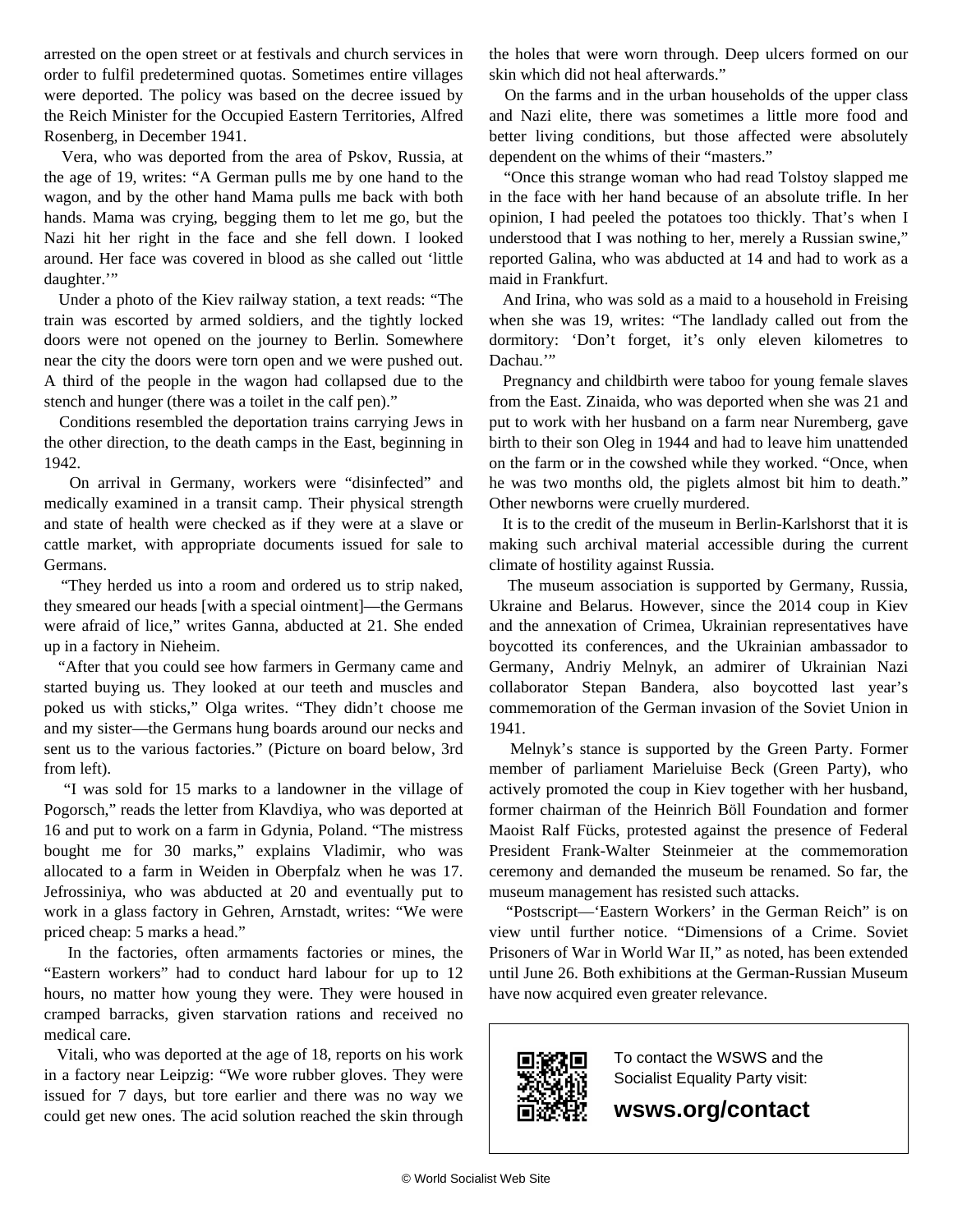arrested on the open street or at festivals and church services in order to fulfil predetermined quotas. Sometimes entire villages were deported. The policy was based on the decree issued by the Reich Minister for the Occupied Eastern Territories, Alfred Rosenberg, in December 1941.

Vera, who was deported from the area of Pskov, Russia, at the age of 19, writes: "A German pulls me by one hand to the wagon, and by the other hand Mama pulls me back with both hands. Mama was crying, begging them to let me go, but the Nazi hit her right in the face and she fell down. I looked around. Her face was covered in blood as she called out 'little daughter.'"

Under a photo of the Kiev railway station, a text reads: "The train was escorted by armed soldiers, and the tightly locked doors were not opened on the journey to Berlin. Somewhere near the city the doors were torn open and we were pushed out. A third of the people in the wagon had collapsed due to the stench and hunger (there was a toilet in the calf pen)."

Conditions resembled the deportation trains carrying Jews in the other direction, to the death camps in the East, beginning in 1942.

On arrival in Germany, workers were "disinfected" and medically examined in a transit camp. Their physical strength and state of health were checked as if they were at a slave or cattle market, with appropriate documents issued for sale to Germans.

"They herded us into a room and ordered us to strip naked, they smeared our heads [with a special ointment]—the Germans were afraid of lice," writes Ganna, abducted at 21. She ended up in a factory in Nieheim.

"After that you could see how farmers in Germany came and started buying us. They looked at our teeth and muscles and poked us with sticks," Olga writes. "They didn't choose me and my sister—the Germans hung boards around our necks and sent us to the various factories." (Picture on board below, 3rd from left).

"I was sold for 15 marks to a landowner in the village of Pogorsch," reads the letter from Klavdiya, who was deported at 16 and put to work on a farm in Gdynia, Poland. "The mistress bought me for 30 marks," explains Vladimir, who was allocated to a farm in Weiden in Oberpfalz when he was 17. Jefrossiniya, who was abducted at 20 and eventually put to work in a glass factory in Gehren, Arnstadt, writes: "We were priced cheap: 5 marks a head."

In the factories, often armaments factories or mines, the "Eastern workers" had to conduct hard labour for up to 12 hours, no matter how young they were. They were housed in cramped barracks, given starvation rations and received no medical care.

Vitali, who was deported at the age of 18, reports on his work in a factory near Leipzig: "We wore rubber gloves. They were issued for 7 days, but tore earlier and there was no way we could get new ones. The acid solution reached the skin through the holes that were worn through. Deep ulcers formed on our skin which did not heal afterwards."

On the farms and in the urban households of the upper class and Nazi elite, there was sometimes a little more food and better living conditions, but those affected were absolutely dependent on the whims of their "masters."

"Once this strange woman who had read Tolstoy slapped me in the face with her hand because of an absolute trifle. In her opinion, I had peeled the potatoes too thickly. That's when I understood that I was nothing to her, merely a Russian swine," reported Galina, who was abducted at 14 and had to work as a maid in Frankfurt.

And Irina, who was sold as a maid to a household in Freising when she was 19, writes: "The landlady called out from the dormitory: 'Don't forget, it's only eleven kilometres to Dachau.'"

Pregnancy and childbirth were taboo for young female slaves from the East. Zinaida, who was deported when she was 21 and put to work with her husband on a farm near Nuremberg, gave birth to their son Oleg in 1944 and had to leave him unattended on the farm or in the cowshed while they worked. "Once, when he was two months old, the piglets almost bit him to death." Other newborns were cruelly murdered.

It is to the credit of the museum in Berlin-Karlshorst that it is making such archival material accessible during the current climate of hostility against Russia.

The museum association is supported by Germany, Russia, Ukraine and Belarus. However, since the 2014 coup in Kiev and the annexation of Crimea, Ukrainian representatives have boycotted its conferences, and the Ukrainian ambassador to Germany, Andriy Melnyk, an admirer of Ukrainian Nazi collaborator Stepan Bandera, also boycotted last year's commemoration of the German invasion of the Soviet Union in 1941.

Melnyk's stance is supported by the Green Party. Former member of parliament Marieluise Beck (Green Party), who actively promoted the coup in Kiev together with her husband, former chairman of the Heinrich Böll Foundation and former Maoist Ralf Fücks, protested against the presence of Federal President Frank-Walter Steinmeier at the commemoration ceremony and demanded the museum be renamed. So far, the museum management has resisted such attacks.

"Postscript—'Eastern Workers' in the German Reich" is on view until further notice. "Dimensions of a Crime. Soviet Prisoners of War in World War II," as noted, has been extended until June 26. Both exhibitions at the German-Russian Museum have now acquired even greater relevance.

To contact the WSWS and the Socialist Equality Party visit:

**wsws.org/contact**